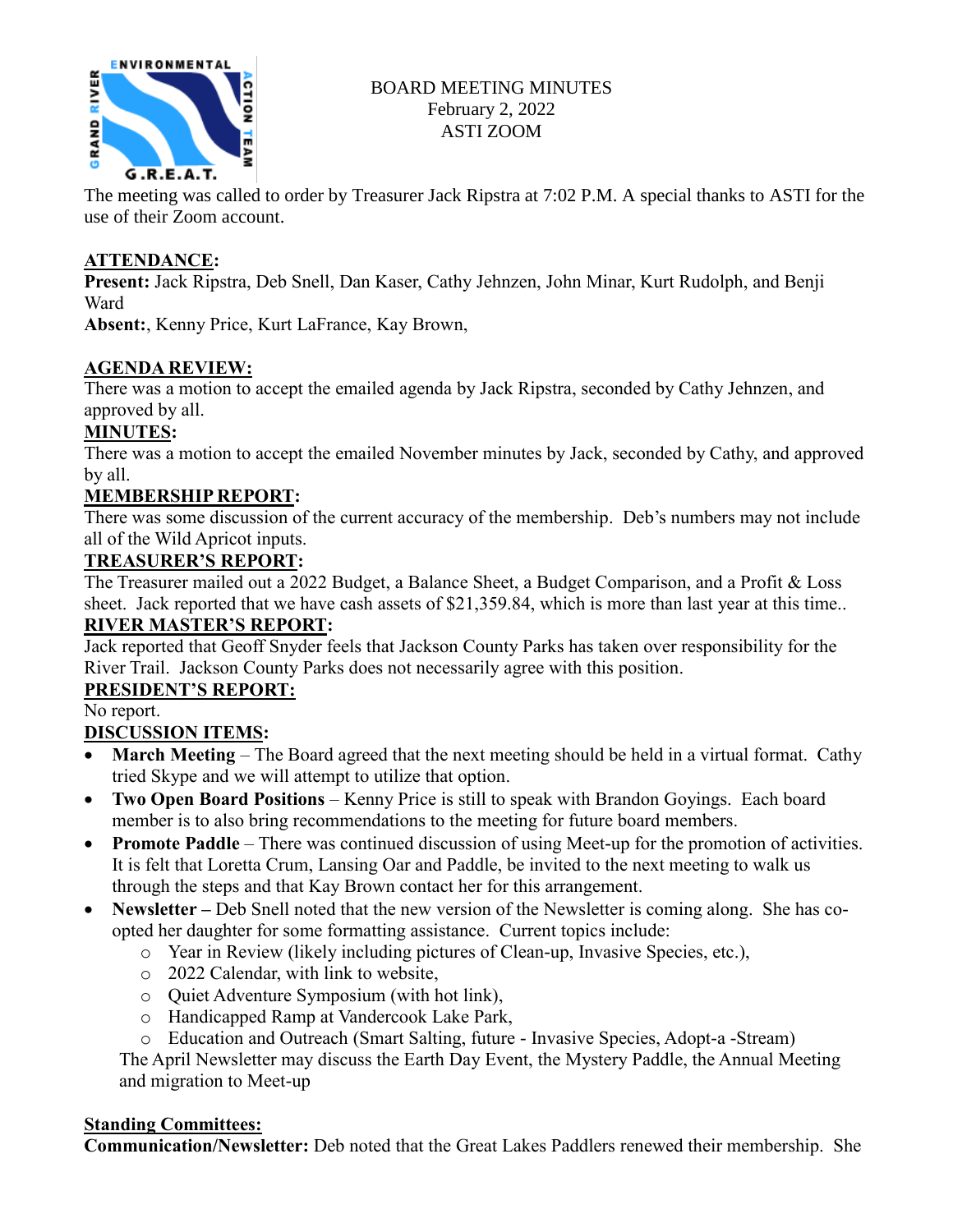BOARD MEETING MINUTES
February 2, 2022
ASTI ZOOM

The meeting was called to order by Treasurer Jack Ripstra at 7:02 P.M. A special thanks to ASTI for the use of their Zoom account.

**ATTENDANCE:**

**Present:** Jack Ripstra, Deb Snell, Dan Kaser, Cathy Jehnzen, John Minar, Kurt Rudolph, and Benji Ward

**Absent:**, Kenny Price, Kurt LaFrance, Kay Brown,

**AGENDA REVIEW:**

There was a motion to accept the emailed agenda by Jack Ripstra, seconded by Cathy Jehnzen, and approved by all.

**MINUTES:**

There was a motion to accept the emailed November minutes by Jack, seconded by Cathy, and approved by all.

**MEMBERSHIP REPORT:**

There was some discussion of the current accuracy of the membership. Deb's numbers may not include all of the Wild Apricot inputs.

**TREASURER'S REPORT:**

The Treasurer mailed out a 2022 Budget, a Balance Sheet, a Budget Comparison, and a Profit & Loss sheet. Jack reported that we have cash assets of $21,359.84, which is more than last year at this time..

**RIVER MASTER'S REPORT:**

Jack reported that Geoff Snyder feels that Jackson County Parks has taken over responsibility for the River Trail. Jackson County Parks does not necessarily agree with this position.

**PRESIDENT'S REPORT:**

No report.

**DISCUSSION ITEMS:**

- **March Meeting** – The Board agreed that the next meeting should be held in a virtual format. Cathy tried Skype and we will attempt to utilize that option.
- **Two Open Board Positions** – Kenny Price is still to speak with Brandon Goyings. Each board member is to also bring recommendations to the meeting for future board members.
- **Promote Paddle** – There was continued discussion of using Meet-up for the promotion of activities. It is felt that Loretta Crum, Lansing Oar and Paddle, be invited to the next meeting to walk us through the steps and that Kay Brown contact her for this arrangement.
- **Newsletter –** Deb Snell noted that the new version of the Newsletter is coming along. She has co-opted her daughter for some formatting assistance. Current topics include:
  - Year in Review (likely including pictures of Clean-up, Invasive Species, etc.),
  - 2022 Calendar, with link to website,
  - Quiet Adventure Symposium (with hot link),
  - Handicapped Ramp at Vandercook Lake Park,
  - Education and Outreach (Smart Salting, future - Invasive Species, Adopt-a -Stream)

  The April Newsletter may discuss the Earth Day Event, the Mystery Paddle, the Annual Meeting and migration to Meet-up

**Standing Committees:**

**Communication/Newsletter:** Deb noted that the Great Lakes Paddlers renewed their membership. She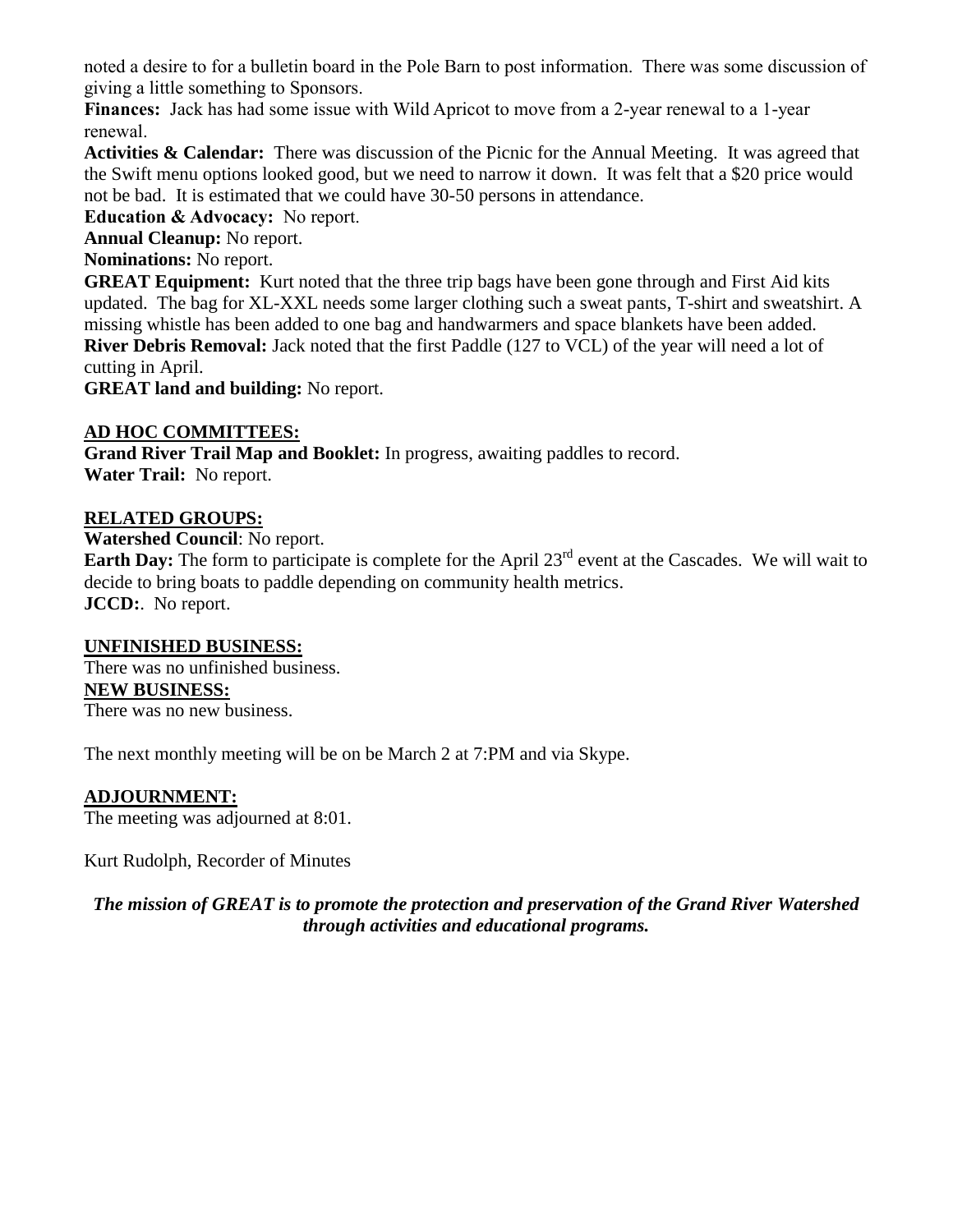noted a desire to for a bulletin board in the Pole Barn to post information. There was some discussion of giving a little something to Sponsors.

**Finances:** Jack has had some issue with Wild Apricot to move from a 2-year renewal to a 1-year renewal.

**Activities & Calendar:** There was discussion of the Picnic for the Annual Meeting. It was agreed that the Swift menu options looked good, but we need to narrow it down. It was felt that a $20 price would not be bad. It is estimated that we could have 30-50 persons in attendance.

**Education & Advocacy:** No report.

**Annual Cleanup:** No report.

**Nominations:** No report.

**GREAT Equipment:** Kurt noted that the three trip bags have been gone through and First Aid kits updated. The bag for XL-XXL needs some larger clothing such a sweat pants, T-shirt and sweatshirt. A missing whistle has been added to one bag and handwarmers and space blankets have been added.

**River Debris Removal:** Jack noted that the first Paddle (127 to VCL) of the year will need a lot of cutting in April.

**GREAT land and building:** No report.

**AD HOC COMMITTEES:**

**Grand River Trail Map and Booklet:** In progress, awaiting paddles to record.

**Water Trail:** No report.

**RELATED GROUPS:**

**Watershed Council**: No report.

**Earth Day:** The form to participate is complete for the April 23rd event at the Cascades. We will wait to decide to bring boats to paddle depending on community health metrics.

**JCCD:**. No report.

**UNFINISHED BUSINESS:**

There was no unfinished business.

**NEW BUSINESS:**

There was no new business.

The next monthly meeting will be on be March 2 at 7:PM and via Skype.

**ADJOURNMENT:**

The meeting was adjourned at 8:01.

Kurt Rudolph, Recorder of Minutes

***The mission of GREAT is to promote the protection and preservation of the Grand River Watershed through activities and educational programs.***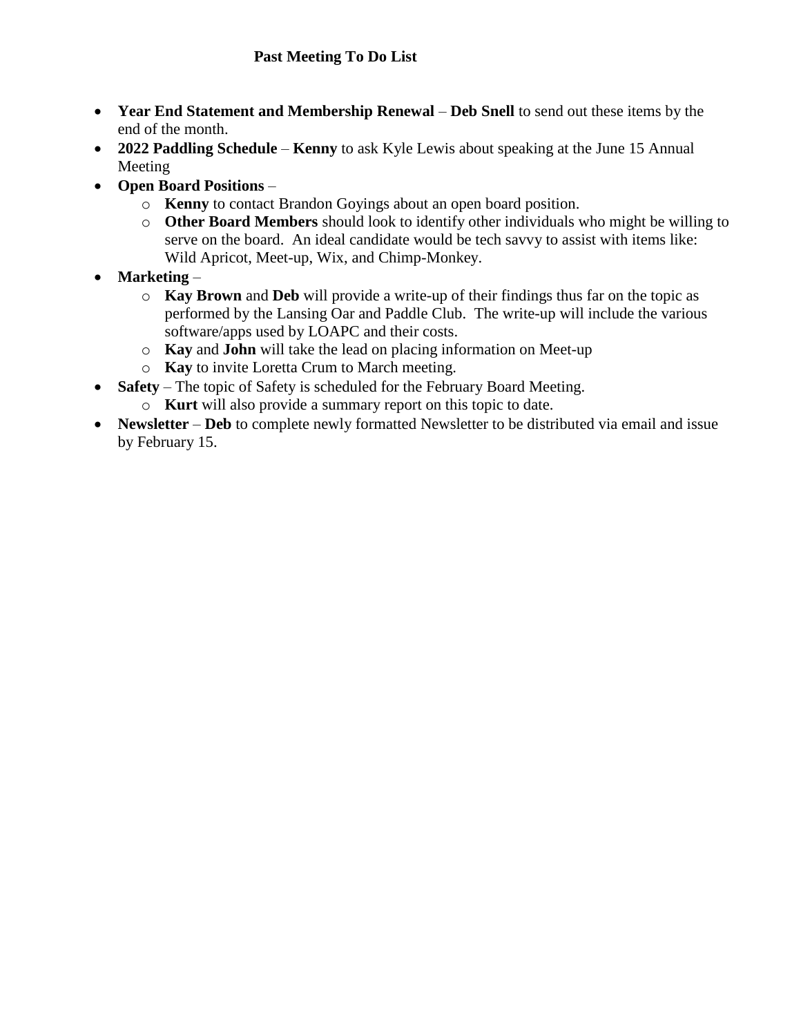## Past Meeting To Do List

- **Year End Statement and Membership Renewal** – **Deb Snell** to send out these items by the end of the month.
- **2022 Paddling Schedule** – **Kenny** to ask Kyle Lewis about speaking at the June 15 Annual Meeting
- **Open Board Positions** –
  - **Kenny** to contact Brandon Goyings about an open board position.
  - **Other Board Members** should look to identify other individuals who might be willing to serve on the board. An ideal candidate would be tech savvy to assist with items like: Wild Apricot, Meet-up, Wix, and Chimp-Monkey.
- **Marketing** –
  - **Kay Brown** and **Deb** will provide a write-up of their findings thus far on the topic as performed by the Lansing Oar and Paddle Club. The write-up will include the various software/apps used by LOAPC and their costs.
  - **Kay** and **John** will take the lead on placing information on Meet-up
  - **Kay** to invite Loretta Crum to March meeting.
- **Safety** – The topic of Safety is scheduled for the February Board Meeting.
  - **Kurt** will also provide a summary report on this topic to date.
- **Newsletter** – **Deb** to complete newly formatted Newsletter to be distributed via email and issue by February 15.